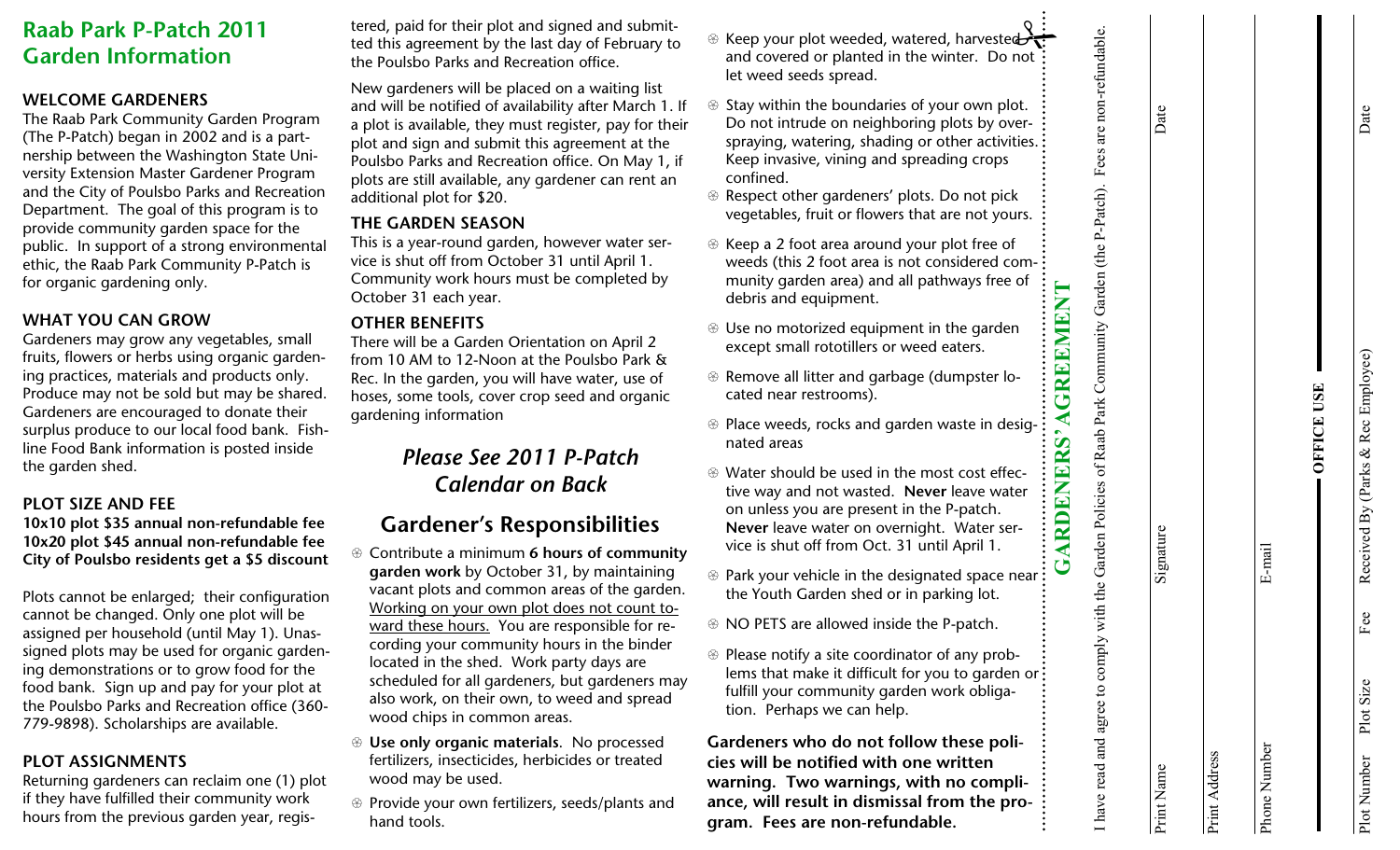# Raab Park P-Patch 2011 Garden Information

## WELCOME GARDENERS

The Raab Park Community Garden Program (The P-Patch) began in 2002 and is a partnership between the Washington State University Extension Master Gardener Program and the City of Poulsbo Parks and Recreation Department. The goal of this program is to provide community garden space for the public. In support of a strong environmental ethic, the Raab Park Community P-Patch is for organic gardening only.

## WHAT YOU CAN GROW

Gardeners may grow any vegetables, small fruits, flowers or herbs using organic gardening practices, materials and products only. Produce may not be sold but may be shared. Gardeners are encouraged to donate their surplus produce to our local food bank. Fishline Food Bank information is posted inside the garden shed.

## PLOT SIZE AND FEE

**10x10 plot $35 annual non-refundable fee**
**10x20 plot $45 annual non-refundable fee**
**City of Poulsbo residents get a $5 discount**

Plots cannot be enlarged; their configuration cannot be changed. Only one plot will be assigned per household (until May 1). Unassigned plots may be used for organic gardening demonstrations or to grow food for the food bank. Sign up and pay for your plot at the Poulsbo Parks and Recreation office (360-779-9898). Scholarships are available.

## PLOT ASSIGNMENTS

Returning gardeners can reclaim one (1) plot if they have fulfilled their community work hours from the previous garden year, registered, paid for their plot and signed and submitted this agreement by the last day of February to the Poulsbo Parks and Recreation office.

New gardeners will be placed on a waiting list and will be notified of availability after March 1. If a plot is available, they must register, pay for their plot and sign and submit this agreement at the Poulsbo Parks and Recreation office. On May 1, if plots are still available, any gardener can rent an additional plot for $20.

## THE GARDEN SEASON

This is a year-round garden, however water service is shut off from October 31 until April 1. Community work hours must be completed by October 31 each year.

## OTHER BENEFITS

There will be a Garden Orientation on April 2 from 10 AM to 12-Noon at the Poulsbo Park & Rec. In the garden, you will have water, use of hoses, some tools, cover crop seed and organic gardening information

*Please See 2011 P-Patch Calendar on Back*

## Gardener's Responsibilities

- Contribute a minimum **6 hours of community garden work** by October 31, by maintaining vacant plots and common areas of the garden. Working on your own plot does not count toward these hours. You are responsible for recording your community hours in the binder located in the shed. Work party days are scheduled for all gardeners, but gardeners may also work, on their own, to weed and spread wood chips in common areas.
- **Use only organic materials**. No processed fertilizers, insecticides, herbicides or treated wood may be used.
- Provide your own fertilizers, seeds/plants and hand tools.
- Keep your plot weeded, watered, harvested and covered or planted in the winter. Do not let weed seeds spread.
- Stay within the boundaries of your own plot. Do not intrude on neighboring plots by over-spraying, watering, shading or other activities. Keep invasive, vining and spreading crops confined.
- Respect other gardeners' plots. Do not pick vegetables, fruit or flowers that are not yours.
- Keep a 2 foot area around your plot free of weeds (this 2 foot area is not considered community garden area) and all pathways free of debris and equipment.
- Use no motorized equipment in the garden except small rototillers or weed eaters.
- Remove all litter and garbage (dumpster located near restrooms).
- Place weeds, rocks and garden waste in designated areas
- Water should be used in the most cost effective way and not wasted. **Never** leave water on unless you are present in the P-patch. **Never** leave water on overnight. Water service is shut off from Oct. 31 until April 1.
- Park your vehicle in the designated space near the Youth Garden shed or in parking lot.
- NO PETS are allowed inside the P-patch.
- Please notify a site coordinator of any problems that make it difficult for you to garden or fulfill your community garden work obligation. Perhaps we can help.

**Gardeners who do not follow these policies will be notified with one written warning. Two warnings, with no compliance, will result in dismissal from the program. Fees are non-refundable.**

## GARDENERS' AGREEMENT

I have read and agree to comply with the Garden Policies of Raab Park Community Garden (the P-Patch). Fees are non-refundable.

Print Name ______________________ Signature ______________________ Date ____________

Print Address ______________________________________________

Phone Number ______________________ E-mail ______________________

**OFFICE USE**

Plot Number ______ Plot Size ______ Fee ______ Received By (Parks & Rec Employee) ______________________ Date ____________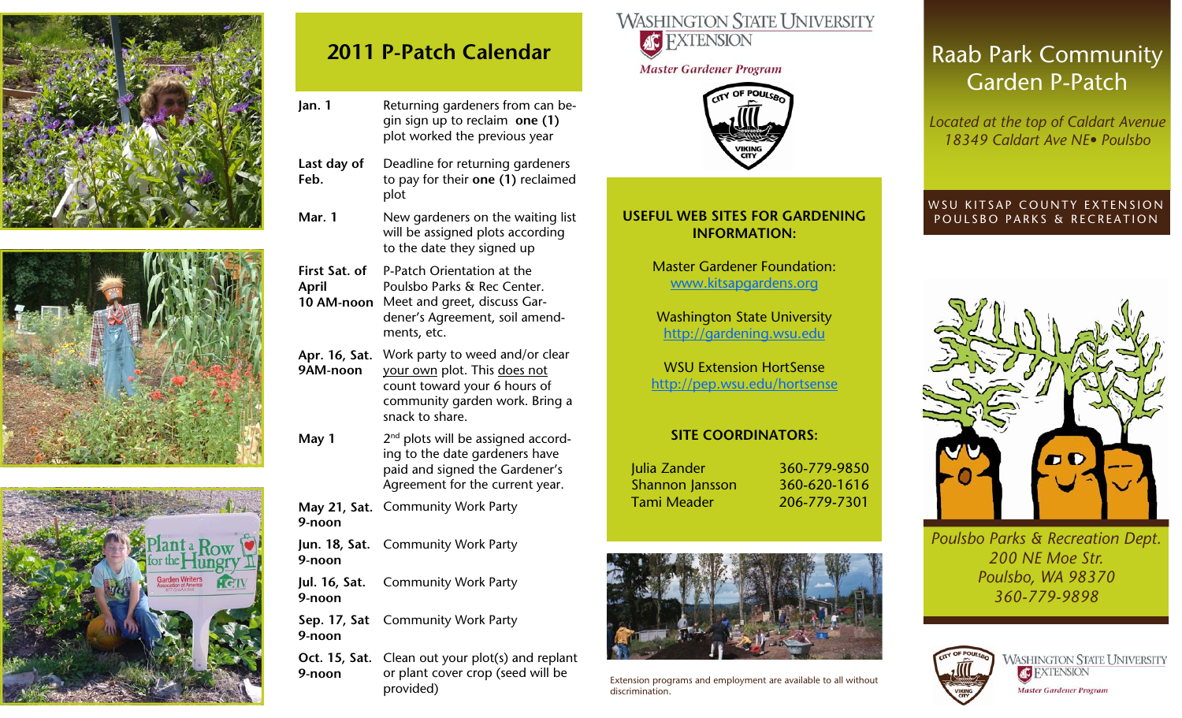## 2011 P-Patch Calendar

| | |
|---|---|
| Jan. 1 | Returning gardeners from can begin sign up to reclaim **one (1)** plot worked the previous year |
| Last day of Feb. | Deadline for returning gardeners to pay for their **one (1)** reclaimed plot |
| Mar. 1 | New gardeners on the waiting list will be assigned plots according to the date they signed up |
| First Sat. of April 10 AM-noon | P-Patch Orientation at the Poulsbo Parks & Rec Center. Meet and greet, discuss Gardener's Agreement, soil amendments, etc. |
| Apr. 16, Sat. 9AM-noon | Work party to weed and/or clear your own plot. This does not count toward your 6 hours of community garden work. Bring a snack to share. |
| May 1 | 2nd plots will be assigned according to the date gardeners have paid and signed the Gardener's Agreement for the current year. |
| May 21, Sat. 9-noon | Community Work Party |
| Jun. 18, Sat. 9-noon | Community Work Party |
| Jul. 16, Sat. 9-noon | Community Work Party |
| Sep. 17, Sat 9-noon | Community Work Party |
| Oct. 15, Sat. 9-noon | Clean out your plot(s) and replant or plant cover crop (seed will be provided) |

WASHINGTON STATE UNIVERSITY EXTENSION

*Master Gardener Program*

CITY OF POULSBO — VIKING CITY

**USEFUL WEB SITES FOR GARDENING INFORMATION:**

Master Gardener Foundation:
www.kitsapgardens.org

Washington State University
http://gardening.wsu.edu

WSU Extension HortSense
http://pep.wsu.edu/hortsense

**SITE COORDINATORS:**

| | |
|---|---|
| Julia Zander | 360-779-9850 |
| Shannon Jansson | 360-620-1616 |
| Tami Meader | 206-779-7301 |

Extension programs and employment are available to all without discrimination.

# Raab Park Community Garden P-Patch

*Located at the top of Caldart Avenue*
*18349 Caldart Ave NE• Poulsbo*

WSU KITSAP COUNTY EXTENSION
POULSBO PARKS & RECREATION

*Poulsbo Parks & Recreation Dept.*
*200 NE Moe Str.*
*Poulsbo, WA 98370*
*360-779-9898*

CITY OF POULSBO — VIKING CITY

WASHINGTON STATE UNIVERSITY EXTENSION

*Master Gardener Program*